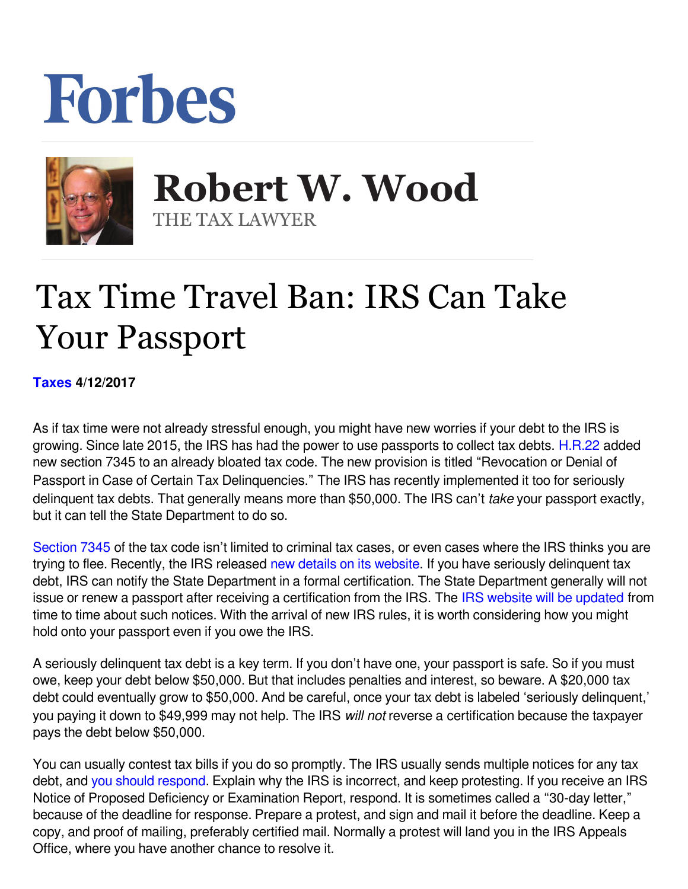Forbes

# Robert W. Wood

THE TAX LAWYER

# Tax Time Travel Ban: IRS Can Take Your Passport

**Taxes 4/12/2017**

As if tax time were not already stressful enough, you might have new worries if your debt to the IRS is growing. Since late 2015, the IRS has had the power to use passports to collect tax debts. H.R.22 added new section 7345 to an already bloated tax code. The new provision is titled "Revocation or Denial of Passport in Case of Certain Tax Delinquencies." The IRS has recently implemented it too for seriously delinquent tax debts. That generally means more than $50,000. The IRS can't *take* your passport exactly, but it can tell the State Department to do so.

Section 7345 of the tax code isn't limited to criminal tax cases, or even cases where the IRS thinks you are trying to flee. Recently, the IRS released new details on its website. If you have seriously delinquent tax debt, IRS can notify the State Department in a formal certification. The State Department generally will not issue or renew a passport after receiving a certification from the IRS. The IRS website will be updated from time to time about such notices. With the arrival of new IRS rules, it is worth considering how you might hold onto your passport even if you owe the IRS.

A seriously delinquent tax debt is a key term. If you don't have one, your passport is safe. So if you must owe, keep your debt below $50,000. But that includes penalties and interest, so beware. A $20,000 tax debt could eventually grow to $50,000. And be careful, once your tax debt is labeled 'seriously delinquent,' you paying it down to $49,999 may not help. The IRS *will not* reverse a certification because the taxpayer pays the debt below $50,000.

You can usually contest tax bills if you do so promptly. The IRS usually sends multiple notices for any tax debt, and you should respond. Explain why the IRS is incorrect, and keep protesting. If you receive an IRS Notice of Proposed Deficiency or Examination Report, respond. It is sometimes called a "30-day letter," because of the deadline for response. Prepare a protest, and sign and mail it before the deadline. Keep a copy, and proof of mailing, preferably certified mail. Normally a protest will land you in the IRS Appeals Office, where you have another chance to resolve it.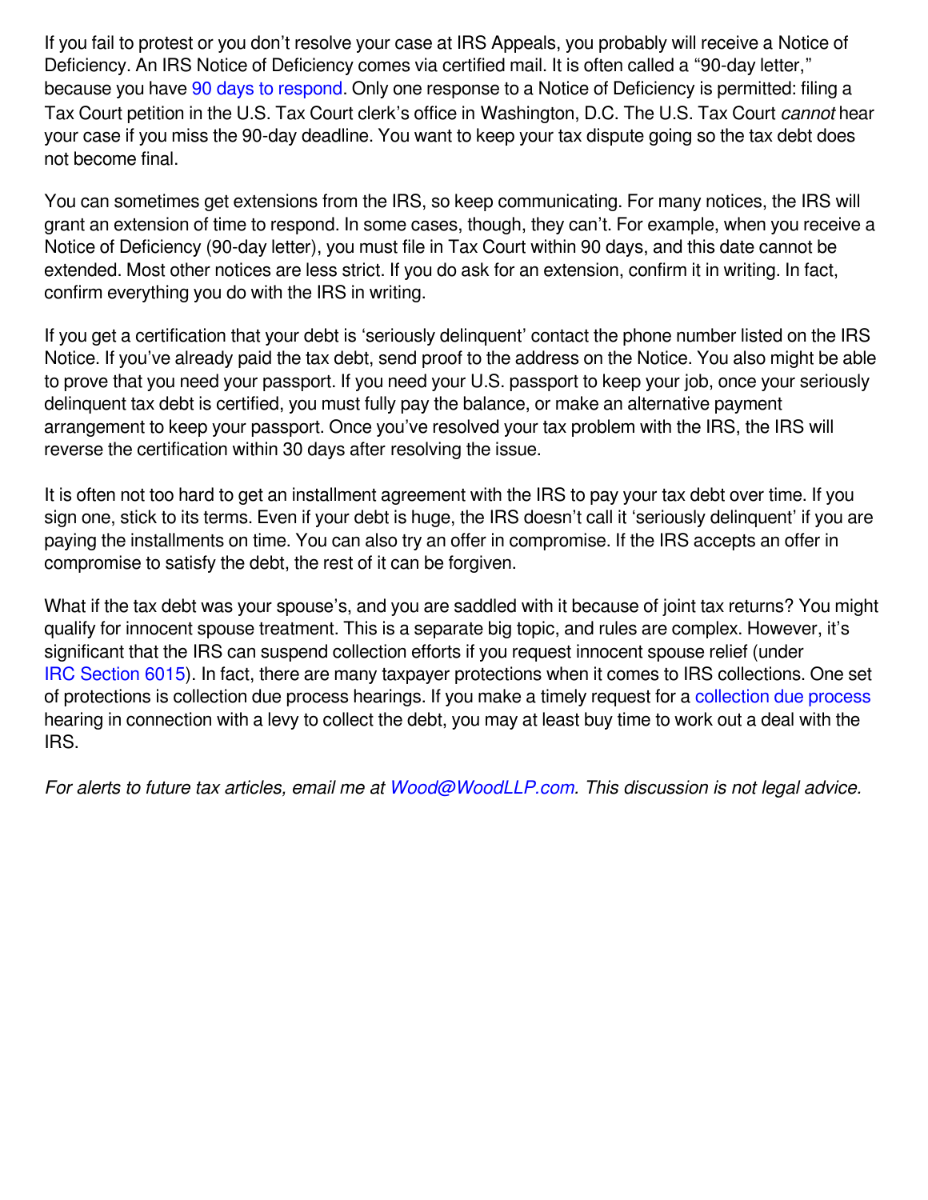If you fail to protest or you don't resolve your case at IRS Appeals, you probably will receive a Notice of Deficiency. An IRS Notice of Deficiency comes via certified mail. It is often called a "90-day letter," because you have 90 days to respond. Only one response to a Notice of Deficiency is permitted: filing a Tax Court petition in the U.S. Tax Court clerk's office in Washington, D.C. The U.S. Tax Court *cannot* hear your case if you miss the 90-day deadline. You want to keep your tax dispute going so the tax debt does not become final.

You can sometimes get extensions from the IRS, so keep communicating. For many notices, the IRS will grant an extension of time to respond. In some cases, though, they can't. For example, when you receive a Notice of Deficiency (90-day letter), you must file in Tax Court within 90 days, and this date cannot be extended. Most other notices are less strict. If you do ask for an extension, confirm it in writing. In fact, confirm everything you do with the IRS in writing.

If you get a certification that your debt is 'seriously delinquent' contact the phone number listed on the IRS Notice. If you've already paid the tax debt, send proof to the address on the Notice. You also might be able to prove that you need your passport. If you need your U.S. passport to keep your job, once your seriously delinquent tax debt is certified, you must fully pay the balance, or make an alternative payment arrangement to keep your passport. Once you've resolved your tax problem with the IRS, the IRS will reverse the certification within 30 days after resolving the issue.

It is often not too hard to get an installment agreement with the IRS to pay your tax debt over time. If you sign one, stick to its terms. Even if your debt is huge, the IRS doesn't call it 'seriously delinquent' if you are paying the installments on time. You can also try an offer in compromise. If the IRS accepts an offer in compromise to satisfy the debt, the rest of it can be forgiven.

What if the tax debt was your spouse's, and you are saddled with it because of joint tax returns? You might qualify for innocent spouse treatment. This is a separate big topic, and rules are complex. However, it's significant that the IRS can suspend collection efforts if you request innocent spouse relief (under IRC Section 6015). In fact, there are many taxpayer protections when it comes to IRS collections. One set of protections is collection due process hearings. If you make a timely request for a collection due process hearing in connection with a levy to collect the debt, you may at least buy time to work out a deal with the IRS.

*For alerts to future tax articles, email me at Wood@WoodLLP.com. This discussion is not legal advice.*